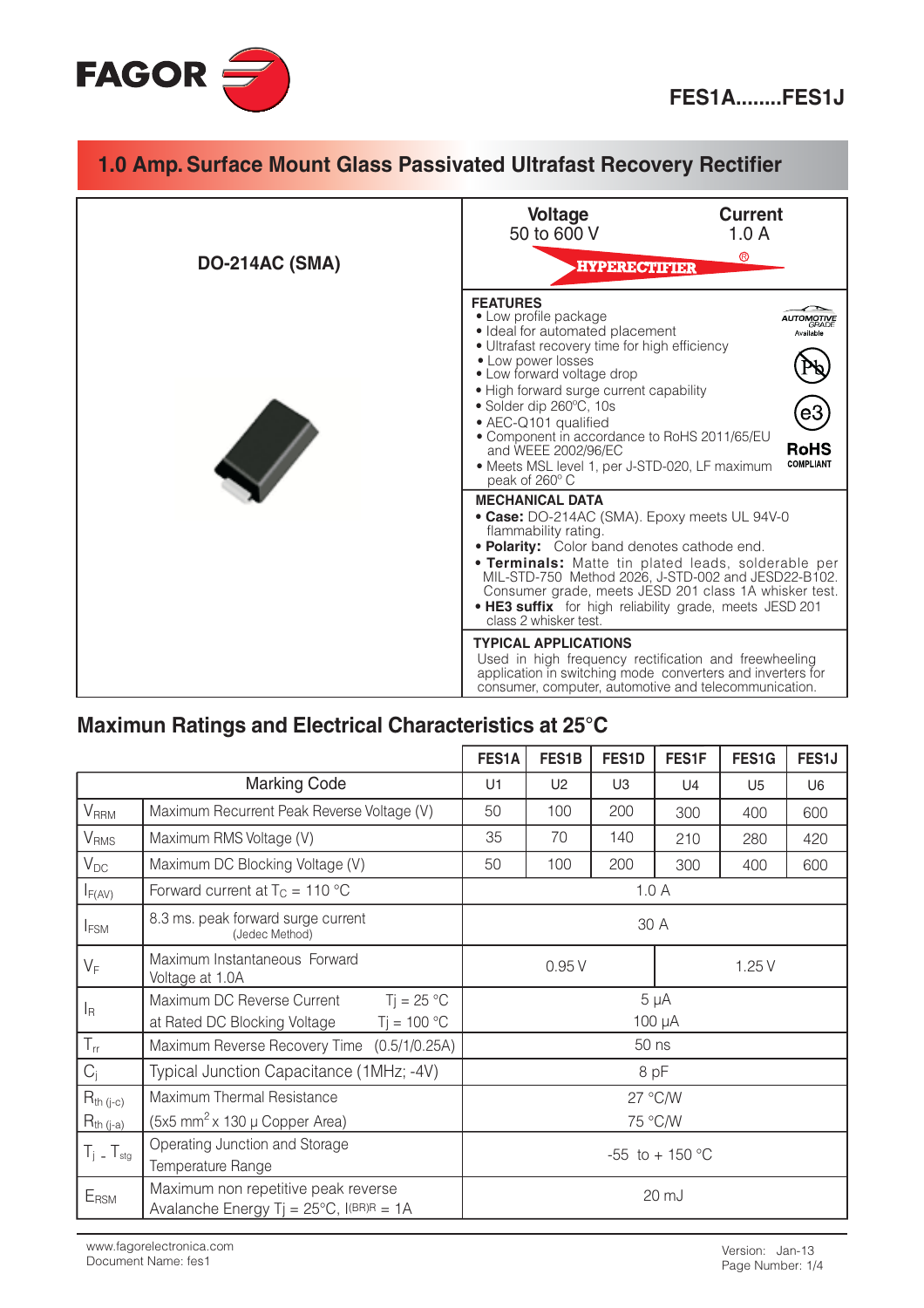# FES1A........FES1J

## 1.0 Amp. Surface Mount Glass Passivated Ultrafast Recovery Rectifier

**DO-214AC (SMA)**

| Voltage | Current |
|---|---|
| 50 to 600 V | 1.0 A |

HYPERECTIFIER®

**FEATURES**
- Low profile package
- Ideal for automated placement
- Ultrafast recovery time for high efficiency
- Low power losses
- Low forward voltage drop
- High forward surge current capability
- Solder dip 260ºC, 10s
- AEC-Q101 qualified
- Component in accordance to RoHS 2011/65/EU and WEEE 2002/96/EC
- Meets MSL level 1, per J-STD-020, LF maximum peak of 260° C

AUTOMOTIVE GRADE Available

RoHS COMPLIANT

**MECHANICAL DATA**
- **Case:** DO-214AC (SMA). Epoxy meets UL 94V-0 flammability rating.
- **Polarity:** Color band denotes cathode end.
- **Terminals:** Matte tin plated leads, solderable per MIL-STD-750 Method 2026, J-STD-002 and JESD22-B102. Consumer grade, meets JESD 201 class 1A whisker test.
- **HE3 suffix** for high reliability grade, meets JESD 201 class 2 whisker test.

**TYPICAL APPLICATIONS**

Used in high frequency rectification and freewheeling application in switching mode converters and inverters for consumer, computer, automotive and telecommunication.

## Maximun Ratings and Electrical Characteristics at 25°C

| | | FES1A | FES1B | FES1D | FES1F | FES1G | FES1J |
|---|---|---|---|---|---|---|---|
| Marking Code | | U1 | U2 | U3 | U4 | U5 | U6 |
| $V_{RRM}$ | Maximum Recurrent Peak Reverse Voltage (V) | 50 | 100 | 200 | 300 | 400 | 600 |
| $V_{RMS}$ | Maximum RMS Voltage (V) | 35 | 70 | 140 | 210 | 280 | 420 |
| $V_{DC}$ | Maximum DC Blocking Voltage (V) | 50 | 100 | 200 | 300 | 400 | 600 |
| $I_{F(AV)}$ | Forward current at $T_C$ = 110 °C | 1.0 A | | | | | |
| $I_{FSM}$ | 8.3 ms. peak forward surge current (Jedec Method) | 30 A | | | | | |
| $V_F$ | Maximum Instantaneous Forward Voltage at 1.0A | 0.95 V | | | 1.25 V | | |
| $I_R$ | Maximum DC Reverse Current at Rated DC Blocking Voltage, Tj = 25 °C / Tj = 100 °C | 5 µA / 100 µA | | | | | |
| $T_{rr}$ | Maximum Reverse Recovery Time (0.5/1/0.25A) | 50 ns | | | | | |
| $C_j$ | Typical Junction Capacitance (1MHz; -4V) | 8 pF | | | | | |
| $R_{th\ (j-c)}$ / $R_{th\ (j-a)}$ | Maximum Thermal Resistance (5x5 mm$^2$ x 130 µ Copper Area) | 27 °C/W / 75 °C/W | | | | | |
| $T_j$ - $T_{stg}$ | Operating Junction and Storage Temperature Range | -55 to + 150 °C | | | | | |
| $E_{RSM}$ | Maximum non repetitive peak reverse Avalanche Energy Tj = 25°C, $I_{(BR)R}$ = 1A | 20 mJ | | | | | |

www.fagorelectronica.com
Document Name: fes1

Version: Jan-13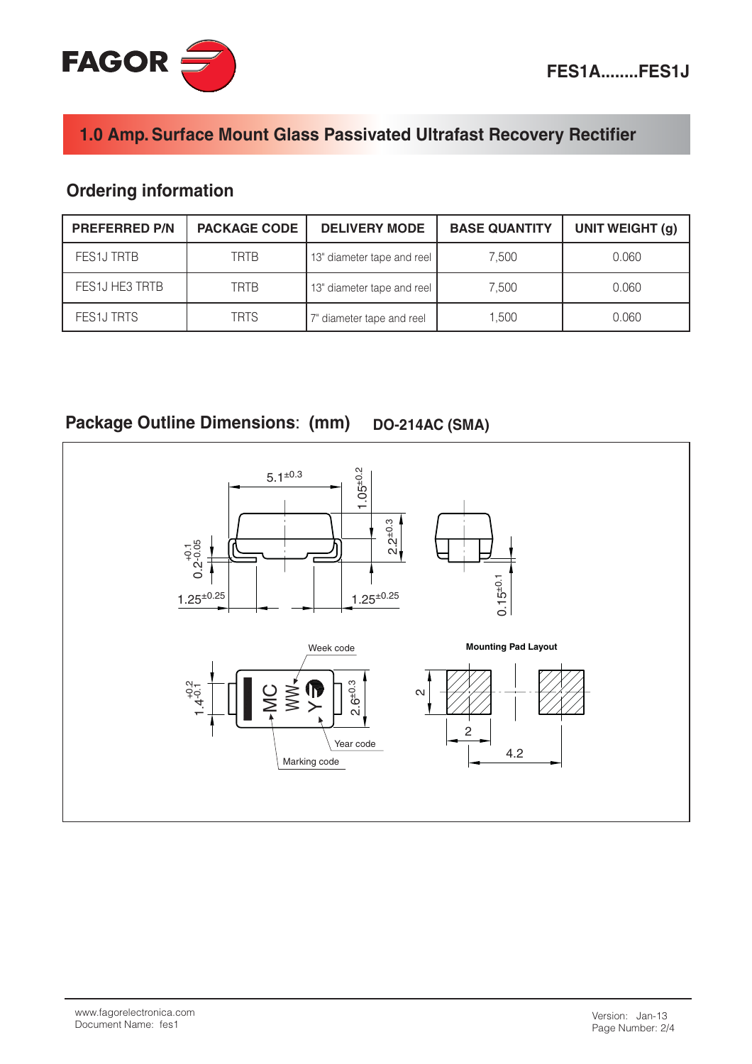## 1.0 Amp. Surface Mount Glass Passivated Ultrafast Recovery Rectifier

### Ordering information

| PREFERRED P/N | PACKAGE CODE | DELIVERY MODE | BASE QUANTITY | UNIT WEIGHT (g) |
|---|---|---|---|---|
| FES1J TRTB | TRTB | 13" diameter tape and reel | 7,500 | 0.060 |
| FES1J HE3 TRTB | TRTB | 13" diameter tape and reel | 7,500 | 0.060 |
| FES1J TRTS | TRTS | 7" diameter tape and reel | 1,500 | 0.060 |

### Package Outline Dimensions: (mm) DO-214AC (SMA)

$5.1^{\pm0.3}$ $1.05^{\pm0.2}$ $2.2^{\pm0.3}$ $0.2^{+0.1}_{-0.05}$ $1.25^{\pm0.25}$ $1.25^{\pm0.25}$ $0.15^{\pm0.1}$

Week code

$1.4^{+0.2}_{-0.1}$ MC WW Y $2.6^{\pm0.3}$

Year code

Marking code

**Mounting Pad Layout**

2 2 4.2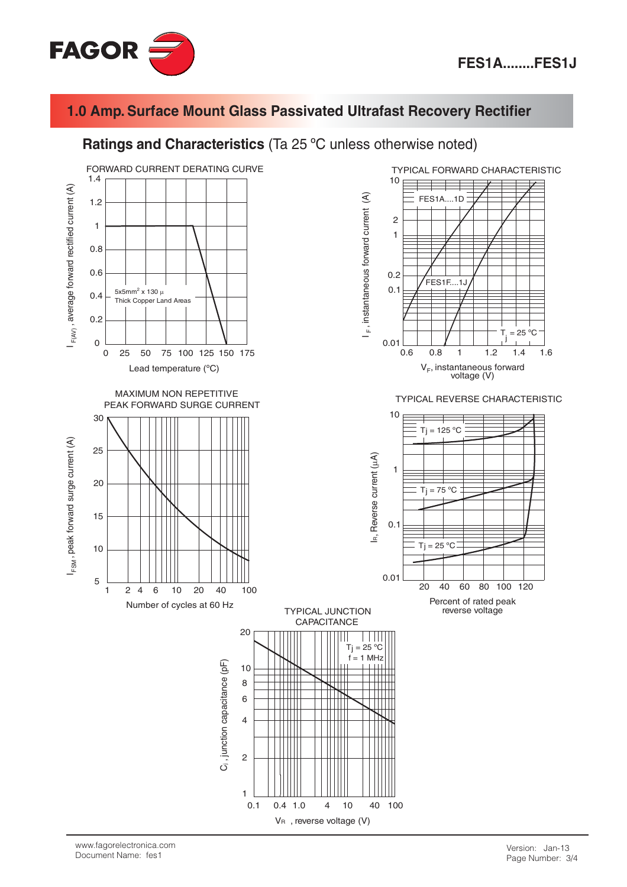## 1.0 Amp. Surface Mount Glass Passivated Ultrafast Recovery Rectifier

### Ratings and Characteristics (Ta 25 ºC unless otherwise noted)

FORWARD CURRENT DERATING CURVE

$I_{F(AV)}$, average forward rectified current (A)

5x5mm[2] x 130 µ Thick Copper Land Areas

Lead temperature (°C)

TYPICAL FORWARD CHARACTERISTIC

$I_F$, instantaneous forward current (A)

FES1A....1D

FES1F....1J

$T_j$ = 25 °C

$V_F$, instantaneous forward voltage (V)

MAXIMUM NON REPETITIVE PEAK FORWARD SURGE CURRENT

$I_{FSM}$, peak forward surge current (A)

Number of cycles at 60 Hz

TYPICAL REVERSE CHARACTERISTIC

$I_R$, Reverse current (µA)

Tj = 125 °C

Tj = 75 °C

Tj = 25 °C

Percent of rated peak reverse voltage

TYPICAL JUNCTION CAPACITANCE

$C_j$, junction capacitance (pF)

Tj = 25 °C
f = 1 MHz

$V_R$, reverse voltage (V)

www.fagorelectronica.com
Document Name: fes1

Version: Jan-13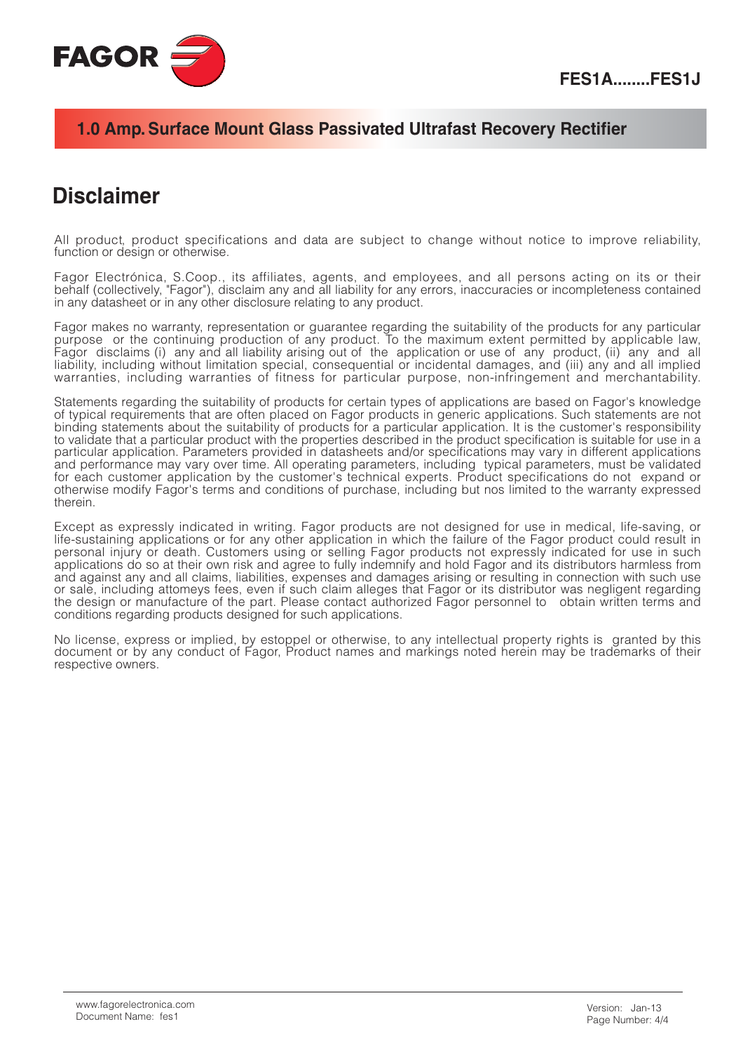FES1A........FES1J

## 1.0 Amp. Surface Mount Glass Passivated Ultrafast Recovery Rectifier

# Disclaimer

All product, product specifications and data are subject to change without notice to improve reliability, function or design or otherwise.

Fagor Electrónica, S.Coop., its affiliates, agents, and employees, and all persons acting on its or their behalf (collectively, "Fagor"), disclaim any and all liability for any errors, inaccuracies or incompleteness contained in any datasheet or in any other disclosure relating to any product.

Fagor makes no warranty, representation or guarantee regarding the suitability of the products for any particular purpose or the continuing production of any product. To the maximum extent permitted by applicable law, Fagor disclaims (i) any and all liability arising out of the application or use of any product, (ii) any and all liability, including without limitation special, consequential or incidental damages, and (iii) any and all implied warranties, including warranties of fitness for particular purpose, non-infringement and merchantability.

Statements regarding the suitability of products for certain types of applications are based on Fagor's knowledge of typical requirements that are often placed on Fagor products in generic applications. Such statements are not binding statements about the suitability of products for a particular application. It is the customer's responsibility to validate that a particular product with the properties described in the product specification is suitable for use in a particular application. Parameters provided in datasheets and/or specifications may vary in different applications and performance may vary over time. All operating parameters, including typical parameters, must be validated for each customer application by the customer's technical experts. Product specifications do not expand or otherwise modify Fagor's terms and conditions of purchase, including but nos limited to the warranty expressed therein.

Except as expressly indicated in writing. Fagor products are not designed for use in medical, life-saving, or life-sustaining applications or for any other application in which the failure of the Fagor product could result in personal injury or death. Customers using or selling Fagor products not expressly indicated for use in such applications do so at their own risk and agree to fully indemnify and hold Fagor and its distributors harmless from and against any and all claims, liabilities, expenses and damages arising or resulting in connection with such use or sale, including attomeys fees, even if such claim alleges that Fagor or its distributor was negligent regarding the design or manufacture of the part. Please contact authorized Fagor personnel to obtain written terms and conditions regarding products designed for such applications.

No license, express or implied, by estoppel or otherwise, to any intellectual property rights is granted by this document or by any conduct of Fagor, Product names and markings noted herein may be trademarks of their respective owners.